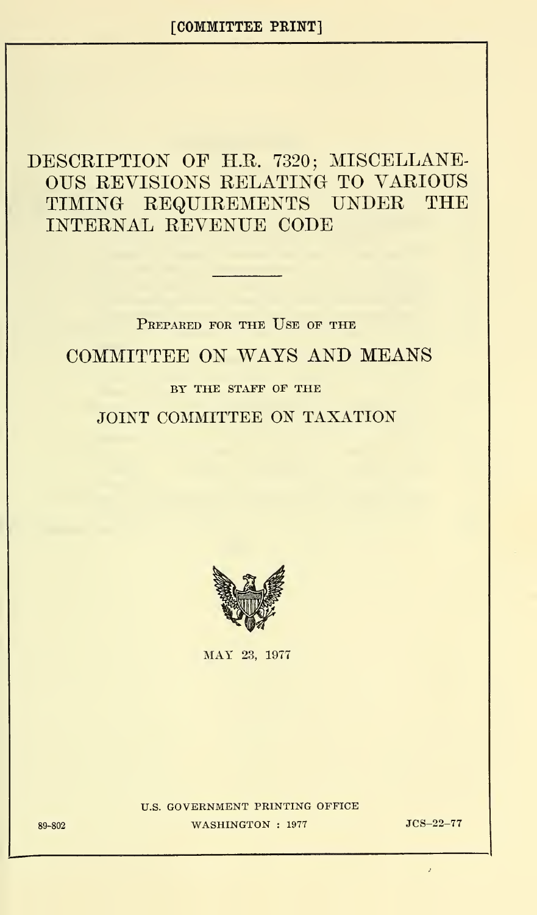[COMMITTEE PRINT]

# DESCRIPTION OF H.R. 7320; MISCELLANEOUS REVISIONS RELATING TO VARIOUS TIMING REQUIREMENTS UNDER THE INTERNAL REVENUE CODE

PREPARED FOR THE USE OF THE

## COMMITTEE ON WAYS AND MEANS

BY THE STAFF OF THE

## JOINT COMMITTEE ON TAXATION

MAY 23, 1977

U.S. GOVERNMENT PRINTING OFFICE
WASHINGTON : 1977

89-802

JCS-22-77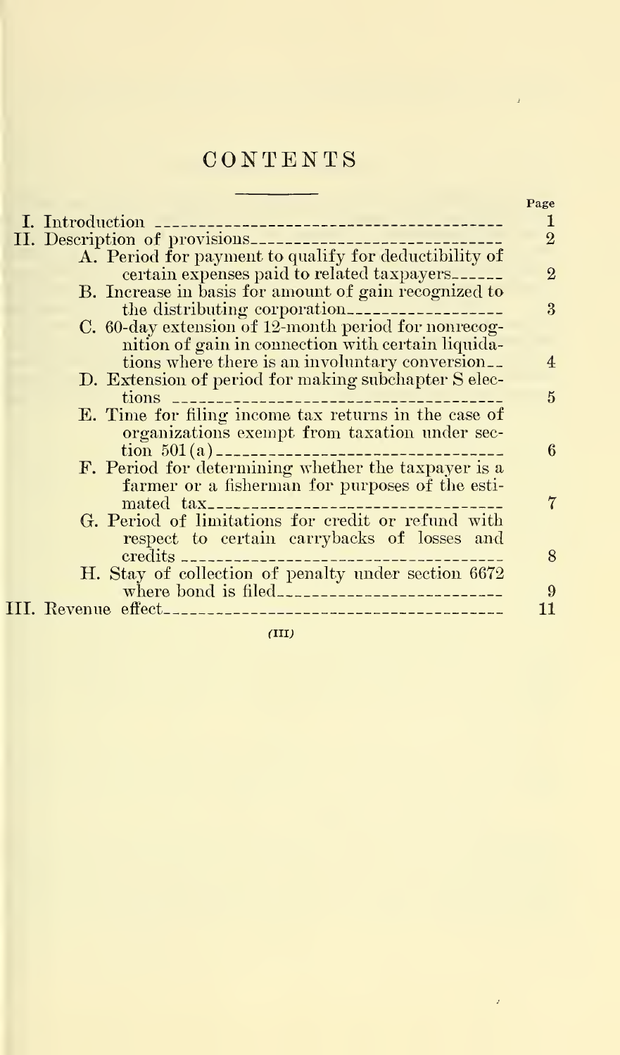# CONTENTS

| | Page |
|---|---|
| I. Introduction | 1 |
| II. Description of provisions | 2 |
| A. Period for payment to qualify for deductibility of certain expenses paid to related taxpayers | 2 |
| B. Increase in basis for amount of gain recognized to the distributing corporation | 3 |
| C. 60-day extension of 12-month period for nonrecognition of gain in connection with certain liquidations where there is an involuntary conversion | 4 |
| D. Extension of period for making subchapter S elections | 5 |
| E. Time for filing income tax returns in the case of organizations exempt from taxation under section 501(a) | 6 |
| F. Period for determining whether the taxpayer is a farmer or a fisherman for purposes of the estimated tax | 7 |
| G. Period of limitations for credit or refund with respect to certain carrybacks of losses and credits | 8 |
| H. Stay of collection of penalty under section 6672 where bond is filed | 9 |
| III. Revenue effect | 11 |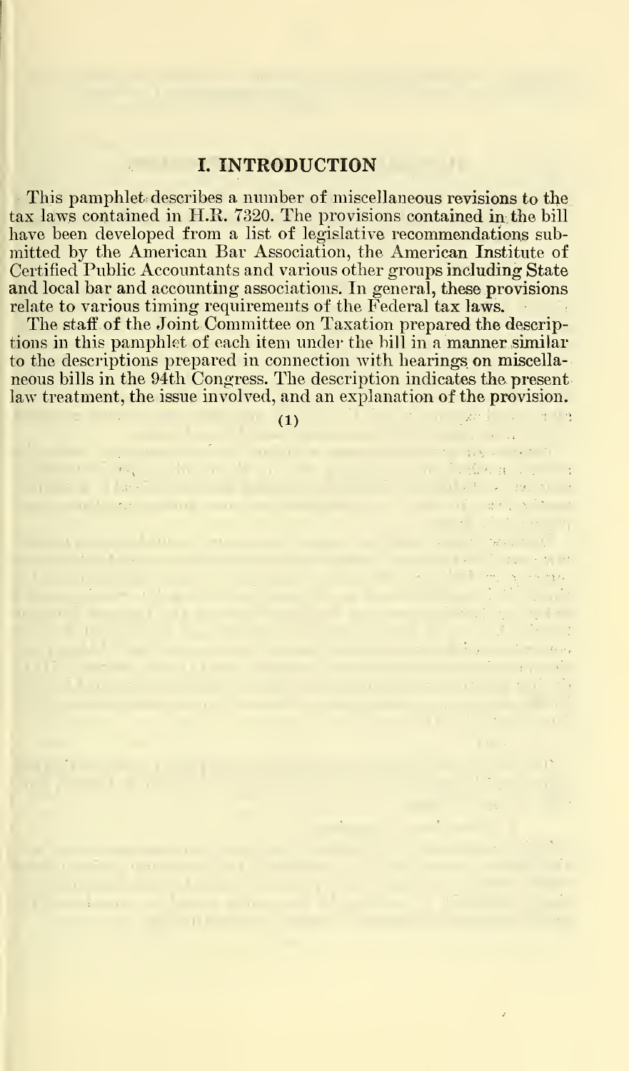# I. INTRODUCTION

This pamphlet describes a number of miscellaneous revisions to the tax laws contained in H.R. 7320. The provisions contained in the bill have been developed from a list of legislative recommendations submitted by the American Bar Association, the American Institute of Certified Public Accountants and various other groups including State and local bar and accounting associations. In general, these provisions relate to various timing requirements of the Federal tax laws.

The staff of the Joint Committee on Taxation prepared the descriptions in this pamphlet of each item under the bill in a manner similar to the descriptions prepared in connection with hearings on miscellaneous bills in the 94th Congress. The description indicates the present law treatment, the issue involved, and an explanation of the provision.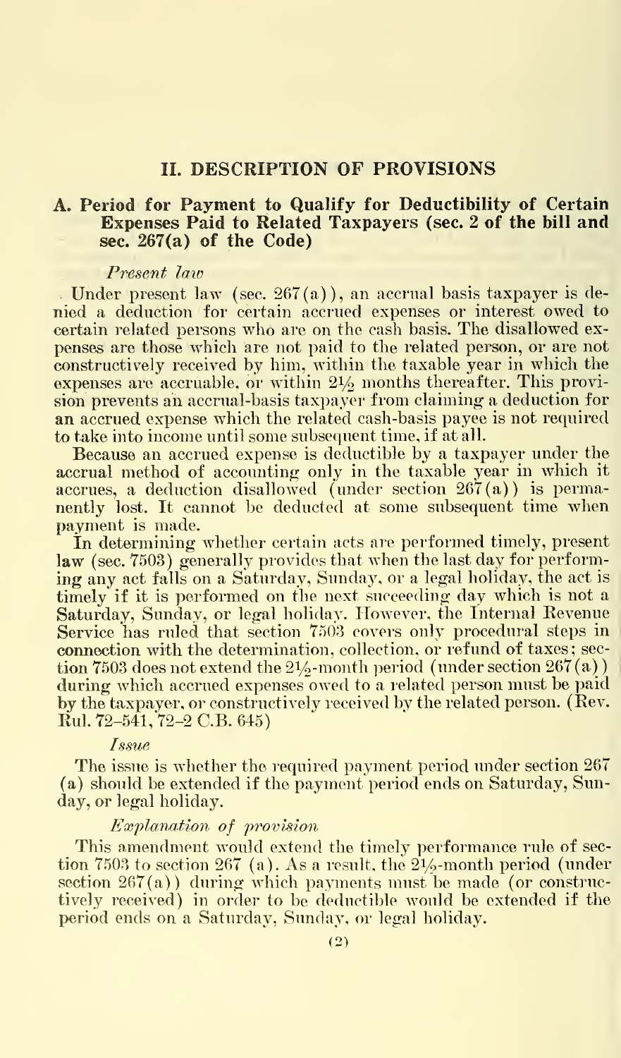## II. DESCRIPTION OF PROVISIONS

### A. Period for Payment to Qualify for Deductibility of Certain Expenses Paid to Related Taxpayers (sec. 2 of the bill and sec. 267(a) of the Code)

*Present law*

Under present law (sec. 267(a)), an accrual basis taxpayer is denied a deduction for certain accrued expenses or interest owed to certain related persons who are on the cash basis. The disallowed expenses are those which are not paid to the related person, or are not constructively received by him, within the taxable year in which the expenses are accruable, or within 2½ months thereafter. This provision prevents an accrual-basis taxpayer from claiming a deduction for an accrued expense which the related cash-basis payee is not required to take into income until some subsequent time, if at all.

Because an accrued expense is deductible by a taxpayer under the accrual method of accounting only in the taxable year in which it accrues, a deduction disallowed (under section 267(a)) is permanently lost. It cannot be deducted at some subsequent time when payment is made.

In determining whether certain acts are performed timely, present law (sec. 7503) generally provides that when the last day for performing any act falls on a Saturday, Sunday, or a legal holiday, the act is timely if it is performed on the next succeeding day which is not a Saturday, Sunday, or legal holiday. However, the Internal Revenue Service has ruled that section 7503 covers only procedural steps in connection with the determination, collection, or refund of taxes; section 7503 does not extend the 2½-month period (under section 267(a)) during which accrued expenses owed to a related person must be paid by the taxpayer, or constructively received by the related person. (Rev. Rul. 72-541, 72-2 C.B. 645)

*Issue*

The issue is whether the required payment period under section 267(a) should be extended if the payment period ends on Saturday, Sunday, or legal holiday.

*Explanation of provision*

This amendment would extend the timely performance rule of section 7503 to section 267 (a). As a result, the 2½-month period (under section 267(a)) during which payments must be made (or constructively received) in order to be deductible would be extended if the period ends on a Saturday, Sunday, or legal holiday.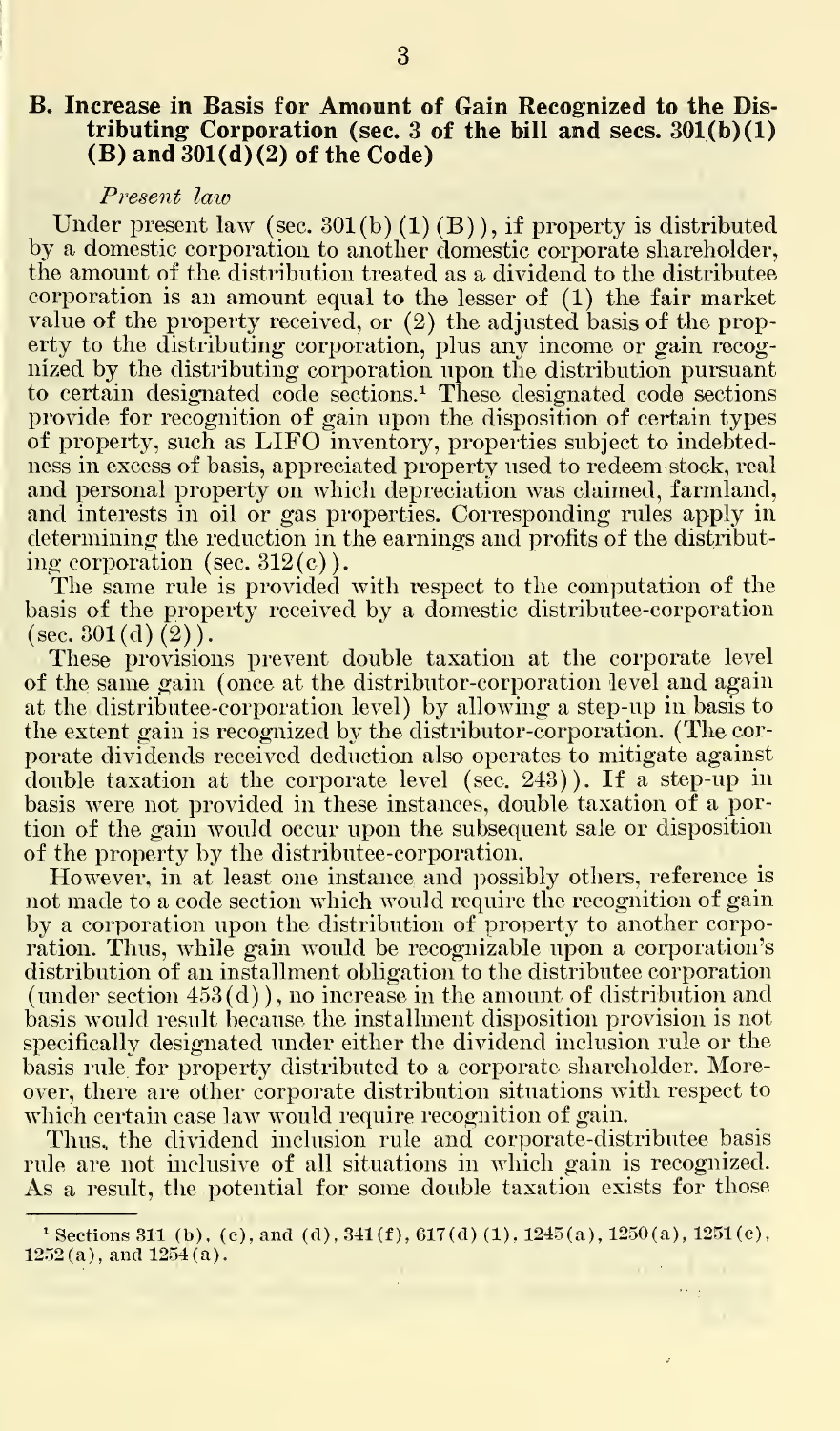### B. Increase in Basis for Amount of Gain Recognized to the Distributing Corporation (sec. 3 of the bill and secs. 301(b)(1)(B) and 301(d)(2) of the Code)

*Present law*

Under present law (sec. 301(b)(1)(B)), if property is distributed by a domestic corporation to another domestic corporate shareholder, the amount of the distribution treated as a dividend to the distributee corporation is an amount equal to the lesser of (1) the fair market value of the property received, or (2) the adjusted basis of the property to the distributing corporation, plus any income or gain recognized by the distributing corporation upon the distribution pursuant to certain designated code sections.[1] These designated code sections provide for recognition of gain upon the disposition of certain types of property, such as LIFO inventory, properties subject to indebtedness in excess of basis, appreciated property used to redeem stock, real and personal property on which depreciation was claimed, farmland, and interests in oil or gas properties. Corresponding rules apply in determining the reduction in the earnings and profits of the distributing corporation (sec. 312(c)).

The same rule is provided with respect to the computation of the basis of the property received by a domestic distributee-corporation (sec. 301(d)(2)).

These provisions prevent double taxation at the corporate level of the same gain (once at the distributor-corporation level and again at the distributee-corporation level) by allowing a step-up in basis to the extent gain is recognized by the distributor-corporation. (The corporate dividends received deduction also operates to mitigate against double taxation at the corporate level (sec. 243)). If a step-up in basis were not provided in these instances, double taxation of a portion of the gain would occur upon the subsequent sale or disposition of the property by the distributee-corporation.

However, in at least one instance and possibly others, reference is not made to a code section which would require the recognition of gain by a corporation upon the distribution of property to another corporation. Thus, while gain would be recognizable upon a corporation's distribution of an installment obligation to the distributee corporation (under section 453(d)), no increase in the amount of distribution and basis would result because the installment disposition provision is not specifically designated under either the dividend inclusion rule or the basis rule for property distributed to a corporate shareholder. Moreover, there are other corporate distribution situations with respect to which certain case law would require recognition of gain.

Thus, the dividend inclusion rule and corporate-distributee basis rule are not inclusive of all situations in which gain is recognized. As a result, the potential for some double taxation exists for those

---

[1] Sections 311 (b), (c), and (d), 341(f), 617(d)(1), 1245(a), 1250(a), 1251(c), 1252(a), and 1254(a).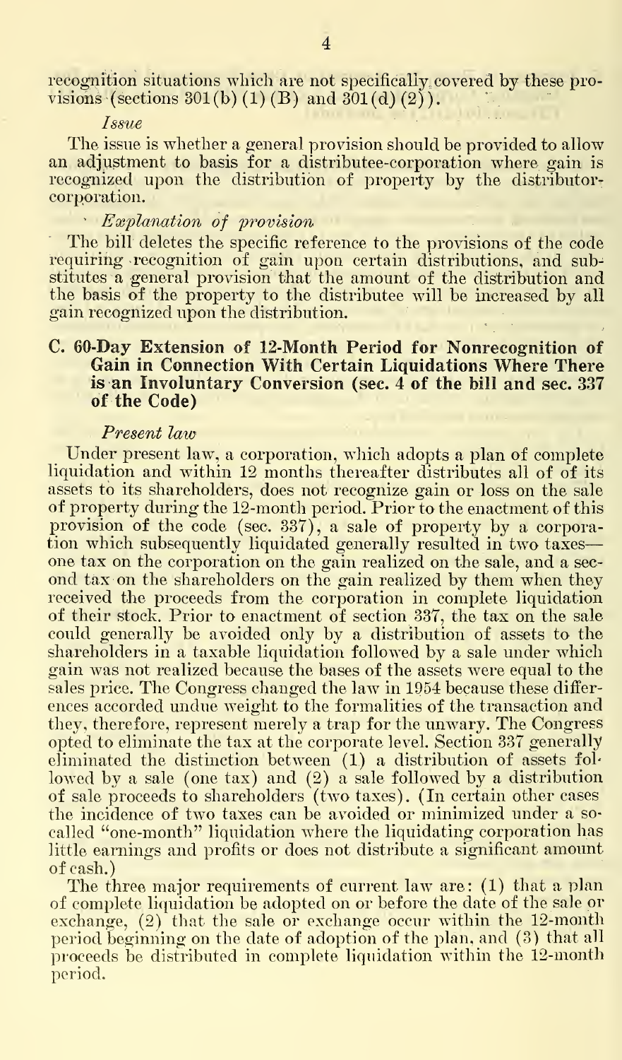recognition situations which are not specifically covered by these provisions (sections 301(b)(1)(B) and 301(d)(2)).

*Issue*

The issue is whether a general provision should be provided to allow an adjustment to basis for a distributee-corporation where gain is recognized upon the distribution of property by the distributor-corporation.

*Explanation of provision*

The bill deletes the specific reference to the provisions of the code requiring recognition of gain upon certain distributions, and substitutes a general provision that the amount of the distribution and the basis of the property to the distributee will be increased by all gain recognized upon the distribution.

### C. 60-Day Extension of 12-Month Period for Nonrecognition of Gain in Connection With Certain Liquidations Where There is an Involuntary Conversion (sec. 4 of the bill and sec. 337 of the Code)

*Present law*

Under present law, a corporation, which adopts a plan of complete liquidation and within 12 months thereafter distributes all of of its assets to its shareholders, does not recognize gain or loss on the sale of property during the 12-month period. Prior to the enactment of this provision of the code (sec. 337), a sale of property by a corporation which subsequently liquidated generally resulted in two taxes—one tax on the corporation on the gain realized on the sale, and a second tax on the shareholders on the gain realized by them when they received the proceeds from the corporation in complete liquidation of their stock. Prior to enactment of section 337, the tax on the sale could generally be avoided only by a distribution of assets to the shareholders in a taxable liquidation followed by a sale under which gain was not realized because the bases of the assets were equal to the sales price. The Congress changed the law in 1954 because these differences accorded undue weight to the formalities of the transaction and they, therefore, represent merely a trap for the unwary. The Congress opted to eliminate the tax at the corporate level. Section 337 generally eliminated the distinction between (1) a distribution of assets followed by a sale (one tax) and (2) a sale followed by a distribution of sale proceeds to shareholders (two taxes). (In certain other cases the incidence of two taxes can be avoided or minimized under a so-called "one-month" liquidation where the liquidating corporation has little earnings and profits or does not distribute a significant amount of cash.)

The three major requirements of current law are: (1) that a plan of complete liquidation be adopted on or before the date of the sale or exchange, (2) that the sale or exchange occur within the 12-month period beginning on the date of adoption of the plan, and (3) that all proceeds be distributed in complete liquidation within the 12-month period.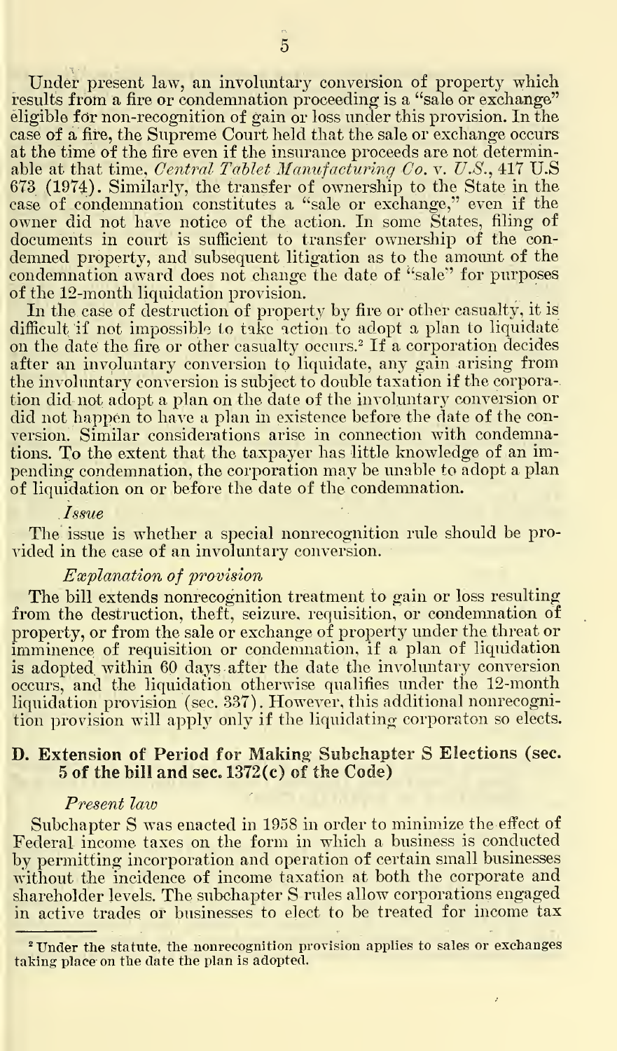Under present law, an involuntary conversion of property which results from a fire or condemnation proceeding is a "sale or exchange" eligible for non-recognition of gain or loss under this provision. In the case of a fire, the Supreme Court held that the sale or exchange occurs at the time of the fire even if the insurance proceeds are not determinable at that time, *Central Tablet Manufacturing Co.* v. *U.S.*, 417 U.S 673 (1974). Similarly, the transfer of ownership to the State in the case of condemnation constitutes a "sale or exchange," even if the owner did not have notice of the action. In some States, filing of documents in court is sufficient to transfer ownership of the condemned property, and subsequent litigation as to the amount of the condemnation award does not change the date of "sale" for purposes of the 12-month liquidation provision.

In the case of destruction of property by fire or other casualty, it is difficult if not impossible to take action to adopt a plan to liquidate on the date the fire or other casualty occurs.[2] If a corporation decides after an involuntary conversion to liquidate, any gain arising from the involuntary conversion is subject to double taxation if the corporation did not adopt a plan on the date of the involuntary conversion or did not happen to have a plan in existence before the date of the conversion. Similar considerations arise in connection with condemnations. To the extent that the taxpayer has little knowledge of an impending condemnation, the corporation may be unable to adopt a plan of liquidation on or before the date of the condemnation.

*Issue*

The issue is whether a special nonrecognition rule should be provided in the case of an involuntary conversion.

*Explanation of provision*

The bill extends nonrecognition treatment to gain or loss resulting from the destruction, theft, seizure, requisition, or condemnation of property, or from the sale or exchange of property under the threat or imminence of requisition or condemnation, if a plan of liquidation is adopted within 60 days after the date the involuntary conversion occurs, and the liquidation otherwise qualifies under the 12-month liquidation provision (sec. 337). However, this additional nonrecognition provision will apply only if the liquidating corporaton so elects.

## D. Extension of Period for Making Subchapter S Elections (sec. 5 of the bill and sec. 1372(c) of the Code)

*Present law*

Subchapter S was enacted in 1958 in order to minimize the effect of Federal income taxes on the form in which a business is conducted by permitting incorporation and operation of certain small businesses without the incidence of income taxation at both the corporate and shareholder levels. The subchapter S rules allow corporations engaged in active trades or businesses to elect to be treated for income tax

---

[2] Under the statute, the nonrecognition provision applies to sales or exchanges taking place on the date the plan is adopted.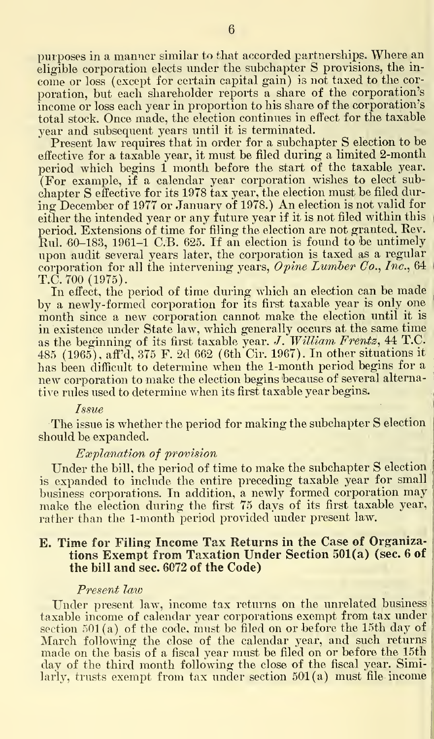purposes in a manner similar to that accorded partnerships. Where an eligible corporation elects under the subchapter S provisions, the income or loss (except for certain capital gain) is not taxed to the corporation, but each shareholder reports a share of the corporation's income or loss each year in proportion to his share of the corporation's total stock. Once made, the election continues in effect for the taxable year and subsequent years until it is terminated.

Present law requires that in order for a subchapter S election to be effective for a taxable year, it must be filed during a limited 2-month period which begins 1 month before the start of the taxable year. (For example, if a calendar year corporation wishes to elect subchapter S effective for its 1978 tax year, the election must be filed during December of 1977 or January of 1978.) An election is not valid for either the intended year or any future year if it is not filed within this period. Extensions of time for filing the election are not granted. Rev. Rul. 60-183, 1961-1 C.B. 625. If an election is found to be untimely upon audit several years later, the corporation is taxed as a regular corporation for all the intervening years, *Opine Lumber Co., Inc.*, 64 T.C. 700 (1975).

In effect, the period of time during which an election can be made by a newly-formed corporation for its first taxable year is only one month since a new corporation cannot make the election until it is in existence under State law, which generally occurs at the same time as the beginning of its first taxable year. *J. William Frentz*, 44 T.C. 485 (1965), aff'd, 375 F. 2d 662 (6th Cir. 1967). In other situations it has been difficult to determine when the 1-month period begins for a new corporation to make the election begins because of several alternative rules used to determine when its first taxable year begins.

#### *Issue*

The issue is whether the period for making the subchapter S election should be expanded.

#### *Explanation of provision*

Under the bill, the period of time to make the subchapter S election is expanded to include the entire preceding taxable year for small business corporations. In addition, a newly formed corporation may make the election during the first 75 days of its first taxable year, rather than the 1-month period provided under present law.

### E. Time for Filing Income Tax Returns in the Case of Organizations Exempt from Taxation Under Section 501(a) (sec. 6 of the bill and sec. 6072 of the Code)

#### *Present law*

Under present law, income tax returns on the unrelated business taxable income of calendar year corporations exempt from tax under section 501(a) of the code, must be filed on or before the 15th day of March following the close of the calendar year, and such returns made on the basis of a fiscal year must be filed on or before the 15th day of the third month following the close of the fiscal year. Similarly, trusts exempt from tax under section 501(a) must file income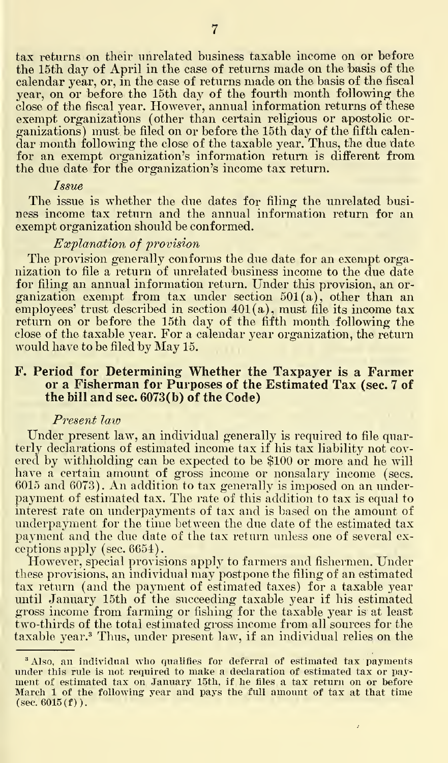tax returns on their unrelated business taxable income on or before the 15th day of April in the case of returns made on the basis of the calendar year, or, in the case of returns made on the basis of the fiscal year, on or before the 15th day of the fourth month following the close of the fiscal year. However, annual information returns of these exempt organizations (other than certain religious or apostolic organizations) must be filed on or before the 15th day of the fifth calendar month following the close of the taxable year. Thus, the due date for an exempt organization's information return is different from the due date for the organization's income tax return.

*Issue*

The issue is whether the due dates for filing the unrelated business income tax return and the annual information return for an exempt organization should be conformed.

*Explanation of provision*

The provision generally conforms the due date for an exempt organization to file a return of unrelated business income to the due date for filing an annual information return. Under this provision, an organization exempt from tax under section 501(a), other than an employees' trust described in section 401(a), must file its income tax return on or before the 15th day of the fifth month following the close of the taxable year. For a calendar year organization, the return would have to be filed by May 15.

### F. Period for Determining Whether the Taxpayer is a Farmer or a Fisherman for Purposes of the Estimated Tax (sec. 7 of the bill and sec. 6073(b) of the Code)

*Present law*

Under present law, an individual generally is required to file quarterly declarations of estimated income tax if his tax liability not covered by withholding can be expected to be $100 or more and he will have a certain amount of gross income or nonsalary income (secs. 6015 and 6073). An addition to tax generally is imposed on an underpayment of estimated tax. The rate of this addition to tax is equal to interest rate on underpayments of tax and is based on the amount of underpayment for the time between the due date of the estimated tax payment and the due date of the tax return unless one of several exceptions apply (sec. 6654).

However, special provisions apply to farmers and fishermen. Under these provisions, an individual may postpone the filing of an estimated tax return (and the payment of estimated taxes) for a taxable year until January 15th of the succeeding taxable year if his estimated gross income from farming or fishing for the taxable year is at least two-thirds of the total estimated gross income from all sources for the taxable year.[3] Thus, under present law, if an individual relies on the

---

[3] Also, an individual who qualifies for deferral of estimated tax payments under this rule is not required to make a declaration of estimated tax or payment of estimated tax on January 15th, if he files a tax return on or before March 1 of the following year and pays the full amount of tax at that time (sec. 6015(f)).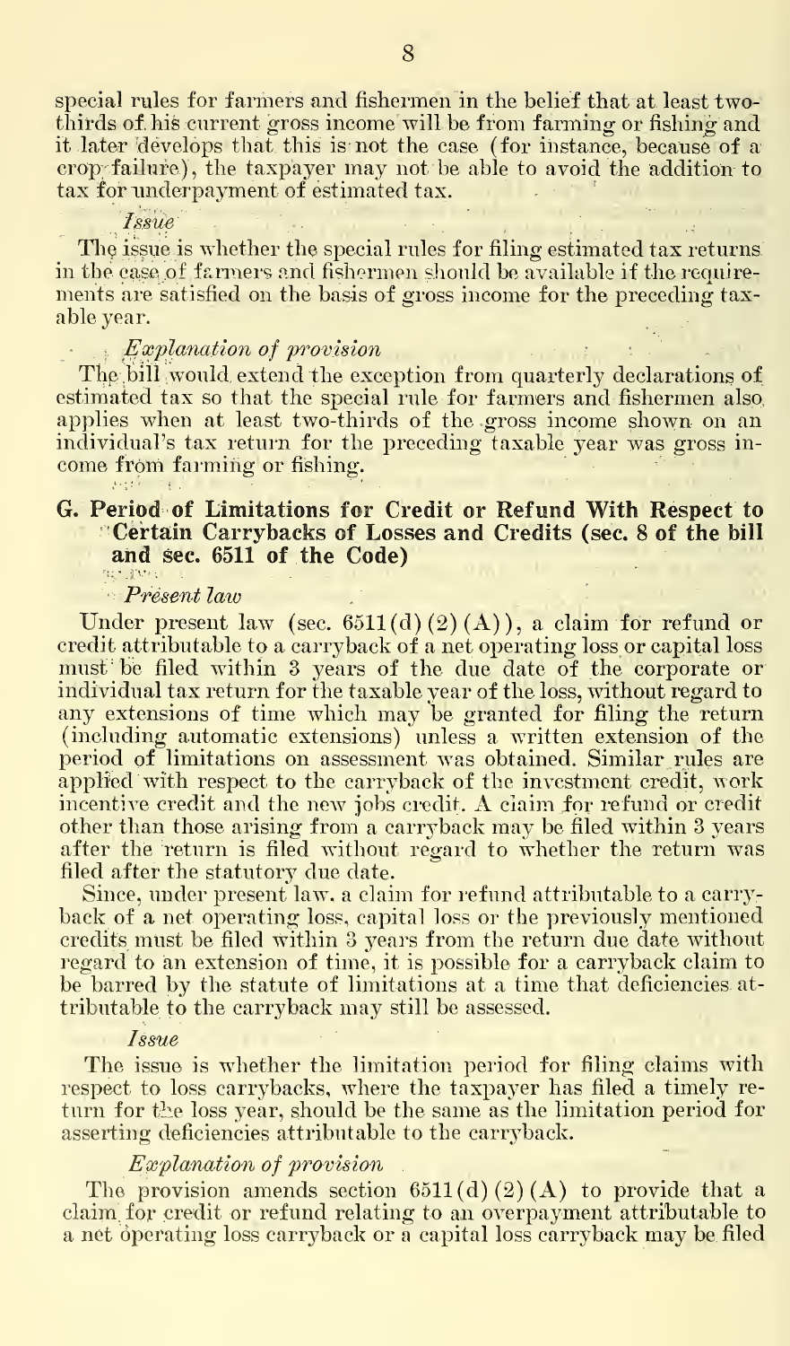special rules for farmers and fishermen in the belief that at least two-thirds of his current gross income will be from farming or fishing and it later develops that this is not the case (for instance, because of a crop failure), the taxpayer may not be able to avoid the addition to tax for underpayment of estimated tax.

*Issue*

The issue is whether the special rules for filing estimated tax returns in the case of farmers and fishermen should be available if the requirements are satisfied on the basis of gross income for the preceding taxable year.

*Explanation of provision*

The bill would extend the exception from quarterly declarations of estimated tax so that the special rule for farmers and fishermen also applies when at least two-thirds of the gross income shown on an individual's tax return for the preceding taxable year was gross income from farming or fishing.

### G. Period of Limitations for Credit or Refund With Respect to Certain Carrybacks of Losses and Credits (sec. 8 of the bill and sec. 6511 of the Code)

*Present law*

Under present law (sec. 6511(d)(2)(A)), a claim for refund or credit attributable to a carryback of a net operating loss or capital loss must be filed within 3 years of the due date of the corporate or individual tax return for the taxable year of the loss, without regard to any extensions of time which may be granted for filing the return (including automatic extensions) unless a written extension of the period of limitations on assessment was obtained. Similar rules are applied with respect to the carryback of the investment credit, work incentive credit and the new jobs credit. A claim for refund or credit other than those arising from a carryback may be filed within 3 years after the return is filed without regard to whether the return was filed after the statutory due date.

Since, under present law, a claim for refund attributable to a carryback of a net operating loss, capital loss or the previously mentioned credits must be filed within 3 years from the return due date without regard to an extension of time, it is possible for a carryback claim to be barred by the statute of limitations at a time that deficiencies attributable to the carryback may still be assessed.

*Issue*

The issue is whether the limitation period for filing claims with respect to loss carrybacks, where the taxpayer has filed a timely return for the loss year, should be the same as the limitation period for asserting deficiencies attributable to the carryback.

*Explanation of provision*

The provision amends section 6511(d)(2)(A) to provide that a claim for credit or refund relating to an overpayment attributable to a net operating loss carryback or a capital loss carryback may be filed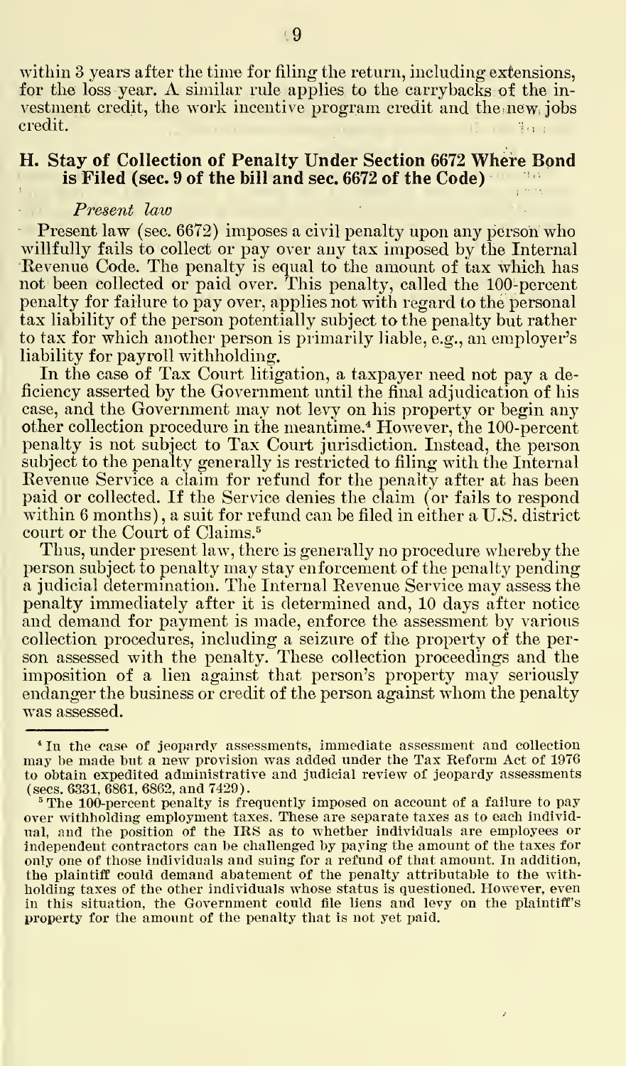within 3 years after the time for filing the return, including extensions, for the loss year. A similar rule applies to the carrybacks of the investment credit, the work incentive program credit and the new jobs credit.

## H. Stay of Collection of Penalty Under Section 6672 Where Bond is Filed (sec. 9 of the bill and sec. 6672 of the Code)

*Present law*

Present law (sec. 6672) imposes a civil penalty upon any person who willfully fails to collect or pay over any tax imposed by the Internal Revenue Code. The penalty is equal to the amount of tax which has not been collected or paid over. This penalty, called the 100-percent penalty for failure to pay over, applies not with regard to the personal tax liability of the person potentially subject to the penalty but rather to tax for which another person is primarily liable, e.g., an employer's liability for payroll withholding.

In the case of Tax Court litigation, a taxpayer need not pay a deficiency asserted by the Government until the final adjudication of his case, and the Government may not levy on his property or begin any other collection procedure in the meantime.[4] However, the 100-percent penalty is not subject to Tax Court jurisdiction. Instead, the person subject to the penalty generally is restricted to filing with the Internal Revenue Service a claim for refund for the penalty after at has been paid or collected. If the Service denies the claim (or fails to respond within 6 months), a suit for refund can be filed in either a U.S. district court or the Court of Claims.[5]

Thus, under present law, there is generally no procedure whereby the person subject to penalty may stay enforcement of the penalty pending a judicial determination. The Internal Revenue Service may assess the penalty immediately after it is determined and, 10 days after notice and demand for payment is made, enforce the assessment by various collection procedures, including a seizure of the property of the person assessed with the penalty. These collection proceedings and the imposition of a lien against that person's property may seriously endanger the business or credit of the person against whom the penalty was assessed.

---

[4] In the case of jeopardy assessments, immediate assessment and collection may be made but a new provision was added under the Tax Reform Act of 1976 to obtain expedited administrative and judicial review of jeopardy assessments (secs. 6331, 6861, 6862, and 7429).

[5] The 100-percent penalty is frequently imposed on account of a failure to pay over withholding employment taxes. These are separate taxes as to each individual, and the position of the IRS as to whether individuals are employees or independent contractors can be challenged by paying the amount of the taxes for only one of those individuals and suing for a refund of that amount. In addition, the plaintiff could demand abatement of the penalty attributable to the withholding taxes of the other individuals whose status is questioned. However, even in this situation, the Government could file liens and levy on the plaintiff's property for the amount of the penalty that is not yet paid.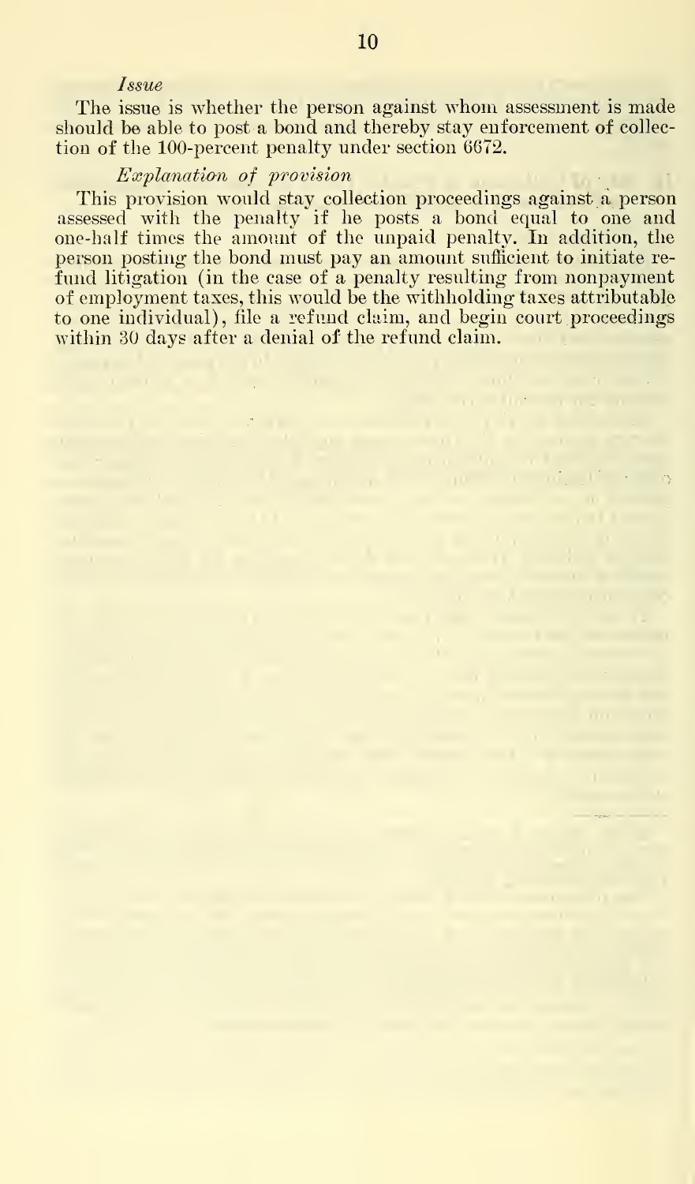*Issue*

The issue is whether the person against whom assessment is made should be able to post a bond and thereby stay enforcement of collection of the 100-percent penalty under section 6672.

*Explanation of provision*

This provision would stay collection proceedings against a person assessed with the penalty if he posts a bond equal to one and one-half times the amount of the unpaid penalty. In addition, the person posting the bond must pay an amount sufficient to initiate refund litigation (in the case of a penalty resulting from nonpayment of employment taxes, this would be the withholding taxes attributable to one individual), file a refund claim, and begin court proceedings within 30 days after a denial of the refund claim.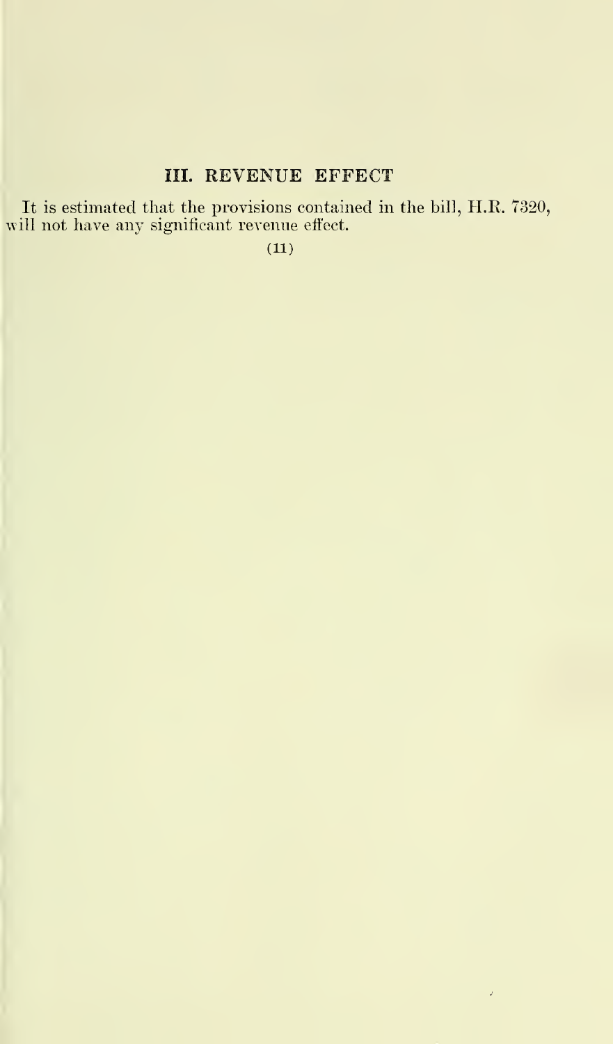## III. REVENUE EFFECT

It is estimated that the provisions contained in the bill, H.R. 7320, will not have any significant revenue effect.